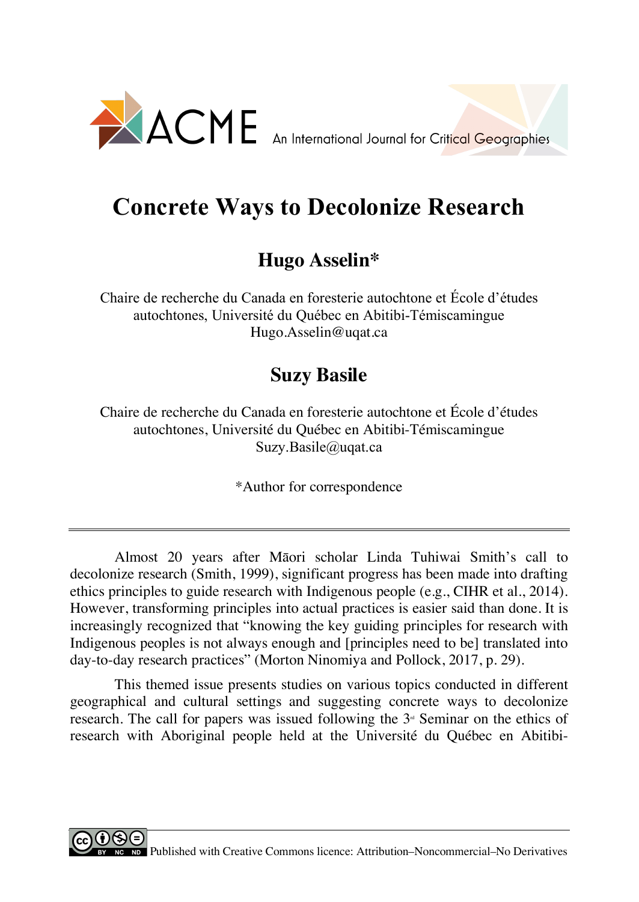ACME An International Journal for Critical Geographies

# Concrete Ways to Decolonize Research

## Hugo Asselin*

Chaire de recherche du Canada en foresterie autochtone et École d'études autochtones, Université du Québec en Abitibi-Témiscamingue
Hugo.Asselin@uqat.ca

## Suzy Basile

Chaire de recherche du Canada en foresterie autochtone et École d'études autochtones, Université du Québec en Abitibi-Témiscamingue
Suzy.Basile@uqat.ca

*Author for correspondence

---

Almost 20 years after Māori scholar Linda Tuhiwai Smith's call to decolonize research (Smith, 1999), significant progress has been made into drafting ethics principles to guide research with Indigenous people (e.g., CIHR et al., 2014). However, transforming principles into actual practices is easier said than done. It is increasingly recognized that "knowing the key guiding principles for research with Indigenous peoples is not always enough and [principles need to be] translated into day-to-day research practices" (Morton Ninomiya and Pollock, 2017, p. 29).

This themed issue presents studies on various topics conducted in different geographical and cultural settings and suggesting concrete ways to decolonize research. The call for papers was issued following the 3rd Seminar on the ethics of research with Aboriginal people held at the Université du Québec en Abitibi-

Published with Creative Commons licence: Attribution–Noncommercial–No Derivatives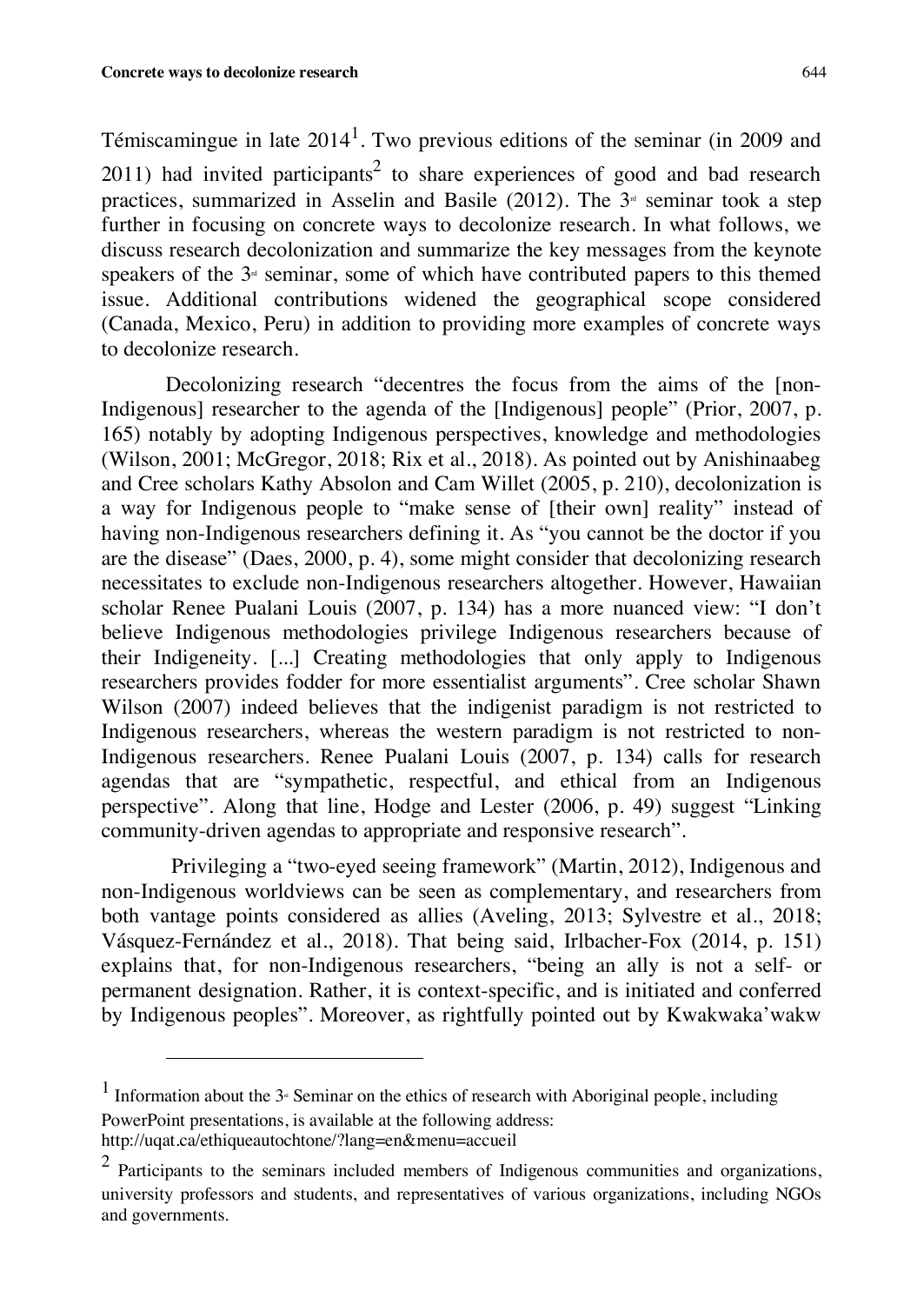Témiscamingue in late 2014[1]. Two previous editions of the seminar (in 2009 and 2011) had invited participants[2] to share experiences of good and bad research practices, summarized in Asselin and Basile (2012). The 3rd seminar took a step further in focusing on concrete ways to decolonize research. In what follows, we discuss research decolonization and summarize the key messages from the keynote speakers of the 3rd seminar, some of which have contributed papers to this themed issue. Additional contributions widened the geographical scope considered (Canada, Mexico, Peru) in addition to providing more examples of concrete ways to decolonize research.

Decolonizing research "decentres the focus from the aims of the [non-Indigenous] researcher to the agenda of the [Indigenous] people" (Prior, 2007, p. 165) notably by adopting Indigenous perspectives, knowledge and methodologies (Wilson, 2001; McGregor, 2018; Rix et al., 2018). As pointed out by Anishinaabeg and Cree scholars Kathy Absolon and Cam Willet (2005, p. 210), decolonization is a way for Indigenous people to "make sense of [their own] reality" instead of having non-Indigenous researchers defining it. As "you cannot be the doctor if you are the disease" (Daes, 2000, p. 4), some might consider that decolonizing research necessitates to exclude non-Indigenous researchers altogether. However, Hawaiian scholar Renee Pualani Louis (2007, p. 134) has a more nuanced view: "I don't believe Indigenous methodologies privilege Indigenous researchers because of their Indigeneity. [...] Creating methodologies that only apply to Indigenous researchers provides fodder for more essentialist arguments". Cree scholar Shawn Wilson (2007) indeed believes that the indigenist paradigm is not restricted to Indigenous researchers, whereas the western paradigm is not restricted to non-Indigenous researchers. Renee Pualani Louis (2007, p. 134) calls for research agendas that are "sympathetic, respectful, and ethical from an Indigenous perspective". Along that line, Hodge and Lester (2006, p. 49) suggest "Linking community-driven agendas to appropriate and responsive research".

Privileging a "two-eyed seeing framework" (Martin, 2012), Indigenous and non-Indigenous worldviews can be seen as complementary, and researchers from both vantage points considered as allies (Aveling, 2013; Sylvestre et al., 2018; Vásquez-Fernández et al., 2018). That being said, Irlbacher-Fox (2014, p. 151) explains that, for non-Indigenous researchers, "being an ally is not a self- or permanent designation. Rather, it is context-specific, and is initiated and conferred by Indigenous peoples". Moreover, as rightfully pointed out by Kwakwaka'wakw

---

[1] Information about the 3rd Seminar on the ethics of research with Aboriginal people, including PowerPoint presentations, is available at the following address: http://uqat.ca/ethiqueautochtone/?lang=en&menu=accueil

[2] Participants to the seminars included members of Indigenous communities and organizations, university professors and students, and representatives of various organizations, including NGOs and governments.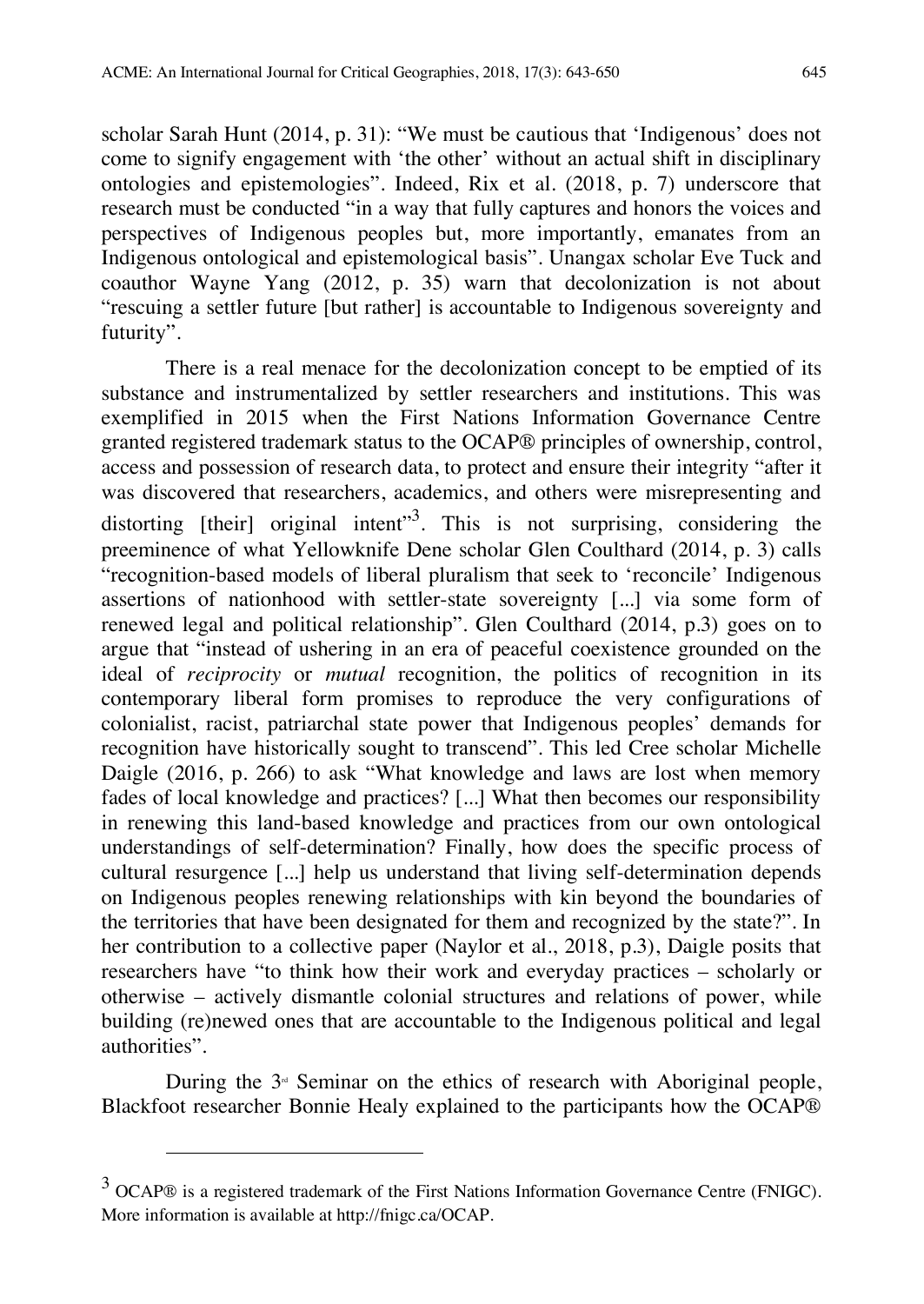scholar Sarah Hunt (2014, p. 31): "We must be cautious that 'Indigenous' does not come to signify engagement with 'the other' without an actual shift in disciplinary ontologies and epistemologies". Indeed, Rix et al. (2018, p. 7) underscore that research must be conducted "in a way that fully captures and honors the voices and perspectives of Indigenous peoples but, more importantly, emanates from an Indigenous ontological and epistemological basis". Unangax scholar Eve Tuck and coauthor Wayne Yang (2012, p. 35) warn that decolonization is not about "rescuing a settler future [but rather] is accountable to Indigenous sovereignty and futurity".

There is a real menace for the decolonization concept to be emptied of its substance and instrumentalized by settler researchers and institutions. This was exemplified in 2015 when the First Nations Information Governance Centre granted registered trademark status to the OCAP® principles of ownership, control, access and possession of research data, to protect and ensure their integrity "after it was discovered that researchers, academics, and others were misrepresenting and distorting [their] original intent"[3]. This is not surprising, considering the preeminence of what Yellowknife Dene scholar Glen Coulthard (2014, p. 3) calls "recognition-based models of liberal pluralism that seek to 'reconcile' Indigenous assertions of nationhood with settler-state sovereignty [...] via some form of renewed legal and political relationship". Glen Coulthard (2014, p.3) goes on to argue that "instead of ushering in an era of peaceful coexistence grounded on the ideal of *reciprocity* or *mutual* recognition, the politics of recognition in its contemporary liberal form promises to reproduce the very configurations of colonialist, racist, patriarchal state power that Indigenous peoples' demands for recognition have historically sought to transcend". This led Cree scholar Michelle Daigle (2016, p. 266) to ask "What knowledge and laws are lost when memory fades of local knowledge and practices? [...] What then becomes our responsibility in renewing this land-based knowledge and practices from our own ontological understandings of self-determination? Finally, how does the specific process of cultural resurgence [...] help us understand that living self-determination depends on Indigenous peoples renewing relationships with kin beyond the boundaries of the territories that have been designated for them and recognized by the state?". In her contribution to a collective paper (Naylor et al., 2018, p.3), Daigle posits that researchers have "to think how their work and everyday practices – scholarly or otherwise – actively dismantle colonial structures and relations of power, while building (re)newed ones that are accountable to the Indigenous political and legal authorities".

During the 3rd Seminar on the ethics of research with Aboriginal people, Blackfoot researcher Bonnie Healy explained to the participants how the OCAP®

---

[3] OCAP® is a registered trademark of the First Nations Information Governance Centre (FNIGC). More information is available at http://fnigc.ca/OCAP.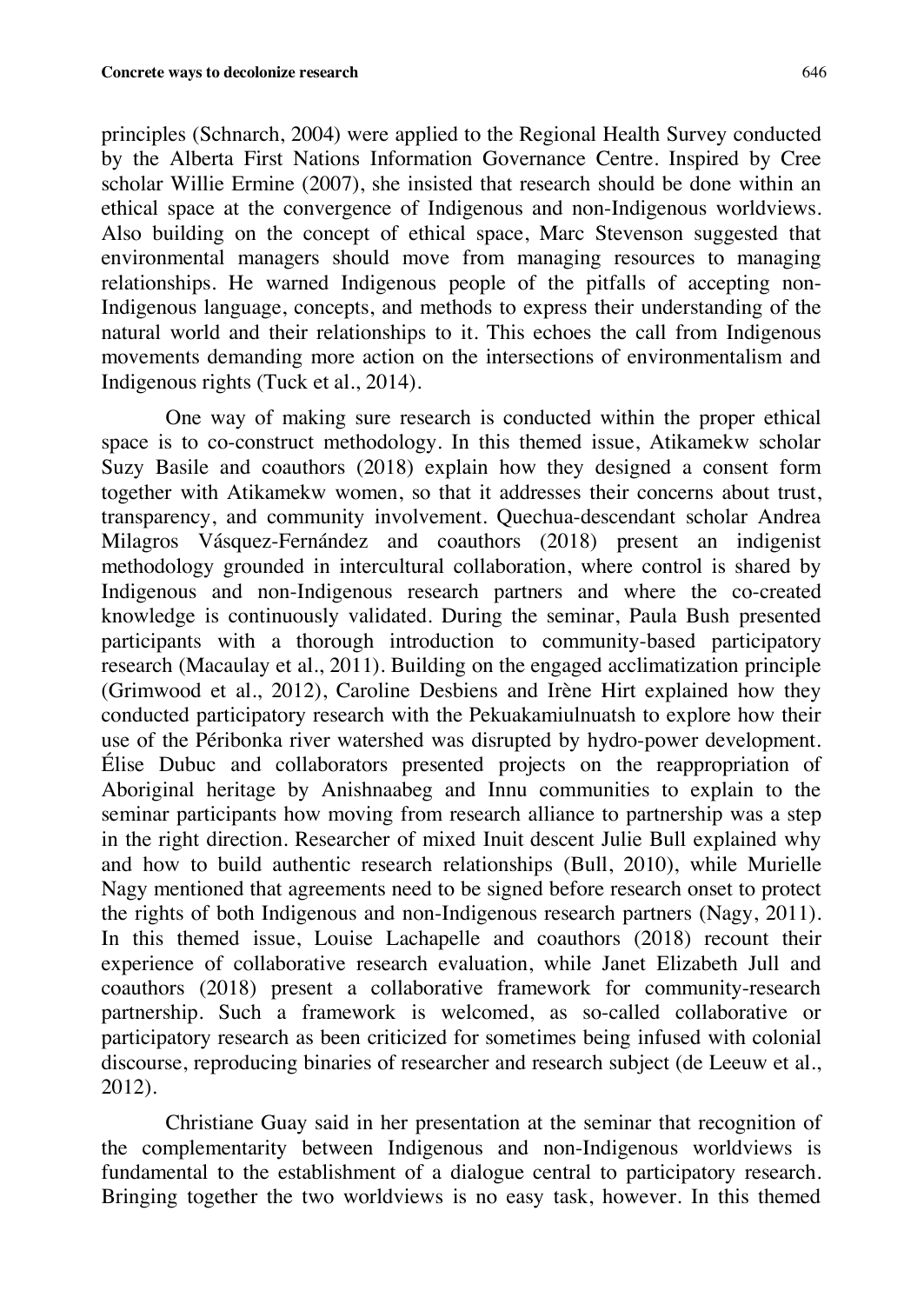principles (Schnarch, 2004) were applied to the Regional Health Survey conducted by the Alberta First Nations Information Governance Centre. Inspired by Cree scholar Willie Ermine (2007), she insisted that research should be done within an ethical space at the convergence of Indigenous and non-Indigenous worldviews. Also building on the concept of ethical space, Marc Stevenson suggested that environmental managers should move from managing resources to managing relationships. He warned Indigenous people of the pitfalls of accepting non-Indigenous language, concepts, and methods to express their understanding of the natural world and their relationships to it. This echoes the call from Indigenous movements demanding more action on the intersections of environmentalism and Indigenous rights (Tuck et al., 2014).

One way of making sure research is conducted within the proper ethical space is to co-construct methodology. In this themed issue, Atikamekw scholar Suzy Basile and coauthors (2018) explain how they designed a consent form together with Atikamekw women, so that it addresses their concerns about trust, transparency, and community involvement. Quechua-descendant scholar Andrea Milagros Vásquez-Fernández and coauthors (2018) present an indigenist methodology grounded in intercultural collaboration, where control is shared by Indigenous and non-Indigenous research partners and where the co-created knowledge is continuously validated. During the seminar, Paula Bush presented participants with a thorough introduction to community-based participatory research (Macaulay et al., 2011). Building on the engaged acclimatization principle (Grimwood et al., 2012), Caroline Desbiens and Irène Hirt explained how they conducted participatory research with the Pekuakamiulnuatsh to explore how their use of the Péribonka river watershed was disrupted by hydro-power development. Élise Dubuc and collaborators presented projects on the reappropriation of Aboriginal heritage by Anishnaabeg and Innu communities to explain to the seminar participants how moving from research alliance to partnership was a step in the right direction. Researcher of mixed Inuit descent Julie Bull explained why and how to build authentic research relationships (Bull, 2010), while Murielle Nagy mentioned that agreements need to be signed before research onset to protect the rights of both Indigenous and non-Indigenous research partners (Nagy, 2011). In this themed issue, Louise Lachapelle and coauthors (2018) recount their experience of collaborative research evaluation, while Janet Elizabeth Jull and coauthors (2018) present a collaborative framework for community-research partnership. Such a framework is welcomed, as so-called collaborative or participatory research as been criticized for sometimes being infused with colonial discourse, reproducing binaries of researcher and research subject (de Leeuw et al., 2012).

Christiane Guay said in her presentation at the seminar that recognition of the complementarity between Indigenous and non-Indigenous worldviews is fundamental to the establishment of a dialogue central to participatory research. Bringing together the two worldviews is no easy task, however. In this themed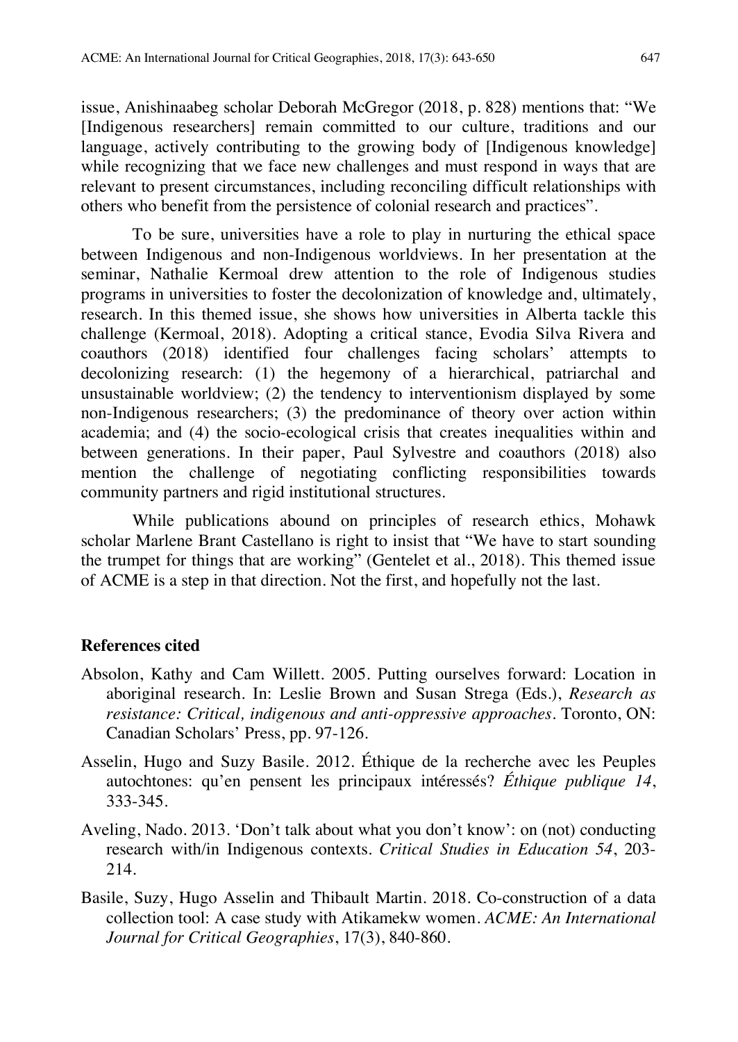issue, Anishinaabeg scholar Deborah McGregor (2018, p. 828) mentions that: "We [Indigenous researchers] remain committed to our culture, traditions and our language, actively contributing to the growing body of [Indigenous knowledge] while recognizing that we face new challenges and must respond in ways that are relevant to present circumstances, including reconciling difficult relationships with others who benefit from the persistence of colonial research and practices".

To be sure, universities have a role to play in nurturing the ethical space between Indigenous and non-Indigenous worldviews. In her presentation at the seminar, Nathalie Kermoal drew attention to the role of Indigenous studies programs in universities to foster the decolonization of knowledge and, ultimately, research. In this themed issue, she shows how universities in Alberta tackle this challenge (Kermoal, 2018). Adopting a critical stance, Evodia Silva Rivera and coauthors (2018) identified four challenges facing scholars' attempts to decolonizing research: (1) the hegemony of a hierarchical, patriarchal and unsustainable worldview; (2) the tendency to interventionism displayed by some non-Indigenous researchers; (3) the predominance of theory over action within academia; and (4) the socio-ecological crisis that creates inequalities within and between generations. In their paper, Paul Sylvestre and coauthors (2018) also mention the challenge of negotiating conflicting responsibilities towards community partners and rigid institutional structures.

While publications abound on principles of research ethics, Mohawk scholar Marlene Brant Castellano is right to insist that "We have to start sounding the trumpet for things that are working" (Gentelet et al., 2018). This themed issue of ACME is a step in that direction. Not the first, and hopefully not the last.

## References cited

Absolon, Kathy and Cam Willett. 2005. Putting ourselves forward: Location in aboriginal research. In: Leslie Brown and Susan Strega (Eds.), *Research as resistance: Critical, indigenous and anti-oppressive approaches*. Toronto, ON: Canadian Scholars' Press, pp. 97-126.

Asselin, Hugo and Suzy Basile. 2012. Éthique de la recherche avec les Peuples autochtones: qu'en pensent les principaux intéressés? *Éthique publique 14*, 333-345.

Aveling, Nado. 2013. 'Don't talk about what you don't know': on (not) conducting research with/in Indigenous contexts. *Critical Studies in Education 54*, 203-214.

Basile, Suzy, Hugo Asselin and Thibault Martin. 2018. Co-construction of a data collection tool: A case study with Atikamekw women. *ACME: An International Journal for Critical Geographies*, 17(3), 840-860.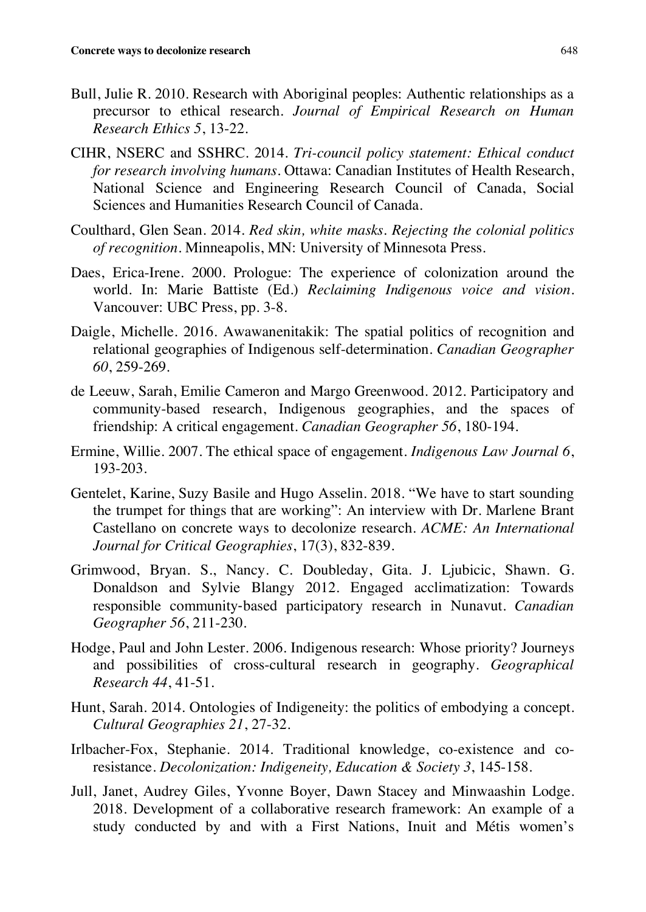Bull, Julie R. 2010. Research with Aboriginal peoples: Authentic relationships as a precursor to ethical research. *Journal of Empirical Research on Human Research Ethics 5*, 13-22.

CIHR, NSERC and SSHRC. 2014. *Tri-council policy statement: Ethical conduct for research involving humans*. Ottawa: Canadian Institutes of Health Research, National Science and Engineering Research Council of Canada, Social Sciences and Humanities Research Council of Canada.

Coulthard, Glen Sean. 2014. *Red skin, white masks. Rejecting the colonial politics of recognition*. Minneapolis, MN: University of Minnesota Press.

Daes, Erica-Irene. 2000. Prologue: The experience of colonization around the world. In: Marie Battiste (Ed.) *Reclaiming Indigenous voice and vision*. Vancouver: UBC Press, pp. 3-8.

Daigle, Michelle. 2016. Awawanenitakik: The spatial politics of recognition and relational geographies of Indigenous self-determination. *Canadian Geographer 60*, 259-269.

de Leeuw, Sarah, Emilie Cameron and Margo Greenwood. 2012. Participatory and community-based research, Indigenous geographies, and the spaces of friendship: A critical engagement. *Canadian Geographer 56*, 180-194.

Ermine, Willie. 2007. The ethical space of engagement. *Indigenous Law Journal 6*, 193-203.

Gentelet, Karine, Suzy Basile and Hugo Asselin. 2018. "We have to start sounding the trumpet for things that are working": An interview with Dr. Marlene Brant Castellano on concrete ways to decolonize research. *ACME: An International Journal for Critical Geographies*, 17(3), 832-839.

Grimwood, Bryan. S., Nancy. C. Doubleday, Gita. J. Ljubicic, Shawn. G. Donaldson and Sylvie Blangy 2012. Engaged acclimatization: Towards responsible community-based participatory research in Nunavut. *Canadian Geographer 56*, 211-230.

Hodge, Paul and John Lester. 2006. Indigenous research: Whose priority? Journeys and possibilities of cross-cultural research in geography. *Geographical Research 44*, 41-51.

Hunt, Sarah. 2014. Ontologies of Indigeneity: the politics of embodying a concept. *Cultural Geographies 21*, 27-32.

Irlbacher-Fox, Stephanie. 2014. Traditional knowledge, co-existence and co-resistance. *Decolonization: Indigeneity, Education & Society 3*, 145-158.

Jull, Janet, Audrey Giles, Yvonne Boyer, Dawn Stacey and Minwaashin Lodge. 2018. Development of a collaborative research framework: An example of a study conducted by and with a First Nations, Inuit and Métis women's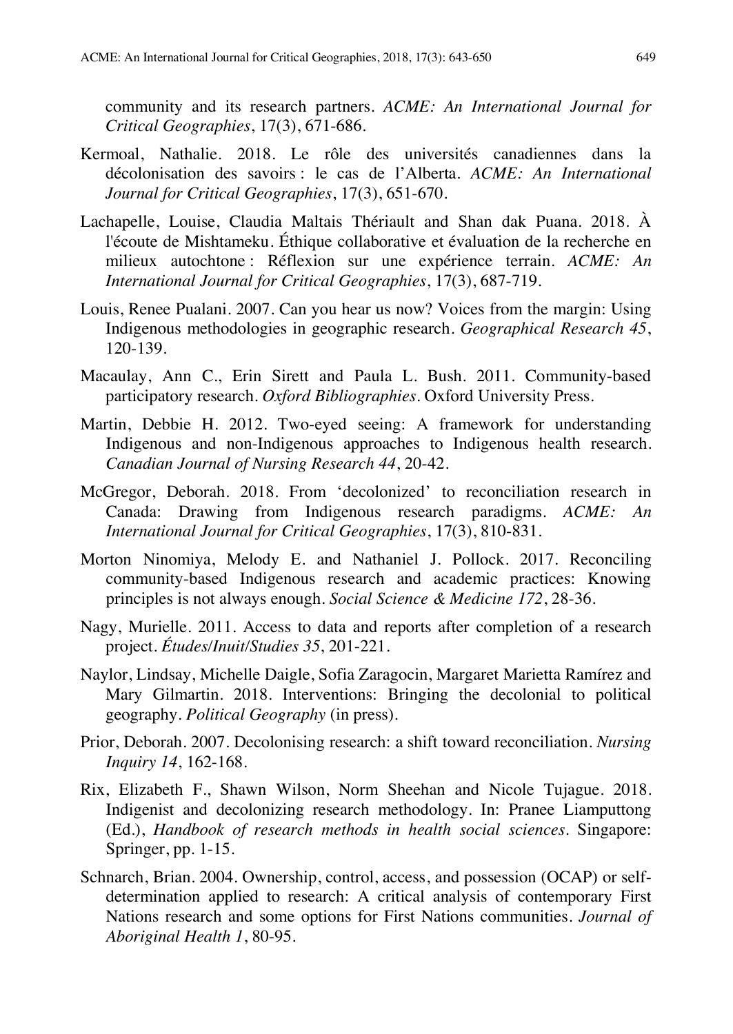community and its research partners. *ACME: An International Journal for Critical Geographies*, 17(3), 671-686.

Kermoal, Nathalie. 2018. Le rôle des universités canadiennes dans la décolonisation des savoirs : le cas de l'Alberta. *ACME: An International Journal for Critical Geographies*, 17(3), 651-670.

Lachapelle, Louise, Claudia Maltais Thériault and Shan dak Puana. 2018. À l'écoute de Mishtameku. Éthique collaborative et évaluation de la recherche en milieux autochtone : Réflexion sur une expérience terrain. *ACME: An International Journal for Critical Geographies*, 17(3), 687-719.

Louis, Renee Pualani. 2007. Can you hear us now? Voices from the margin: Using Indigenous methodologies in geographic research. *Geographical Research 45*, 120-139.

Macaulay, Ann C., Erin Sirett and Paula L. Bush. 2011. Community-based participatory research. *Oxford Bibliographies*. Oxford University Press.

Martin, Debbie H. 2012. Two-eyed seeing: A framework for understanding Indigenous and non-Indigenous approaches to Indigenous health research. *Canadian Journal of Nursing Research 44*, 20-42.

McGregor, Deborah. 2018. From 'decolonized' to reconciliation research in Canada: Drawing from Indigenous research paradigms. *ACME: An International Journal for Critical Geographies*, 17(3), 810-831.

Morton Ninomiya, Melody E. and Nathaniel J. Pollock. 2017. Reconciling community-based Indigenous research and academic practices: Knowing principles is not always enough. *Social Science & Medicine 172*, 28-36.

Nagy, Murielle. 2011. Access to data and reports after completion of a research project. *Études/Inuit/Studies 35*, 201-221.

Naylor, Lindsay, Michelle Daigle, Sofia Zaragocin, Margaret Marietta Ramírez and Mary Gilmartin. 2018. Interventions: Bringing the decolonial to political geography. *Political Geography* (in press).

Prior, Deborah. 2007. Decolonising research: a shift toward reconciliation. *Nursing Inquiry 14*, 162-168.

Rix, Elizabeth F., Shawn Wilson, Norm Sheehan and Nicole Tujague. 2018. Indigenist and decolonizing research methodology. In: Pranee Liamputtong (Ed.), *Handbook of research methods in health social sciences*. Singapore: Springer, pp. 1-15.

Schnarch, Brian. 2004. Ownership, control, access, and possession (OCAP) or self-determination applied to research: A critical analysis of contemporary First Nations research and some options for First Nations communities. *Journal of Aboriginal Health 1*, 80-95.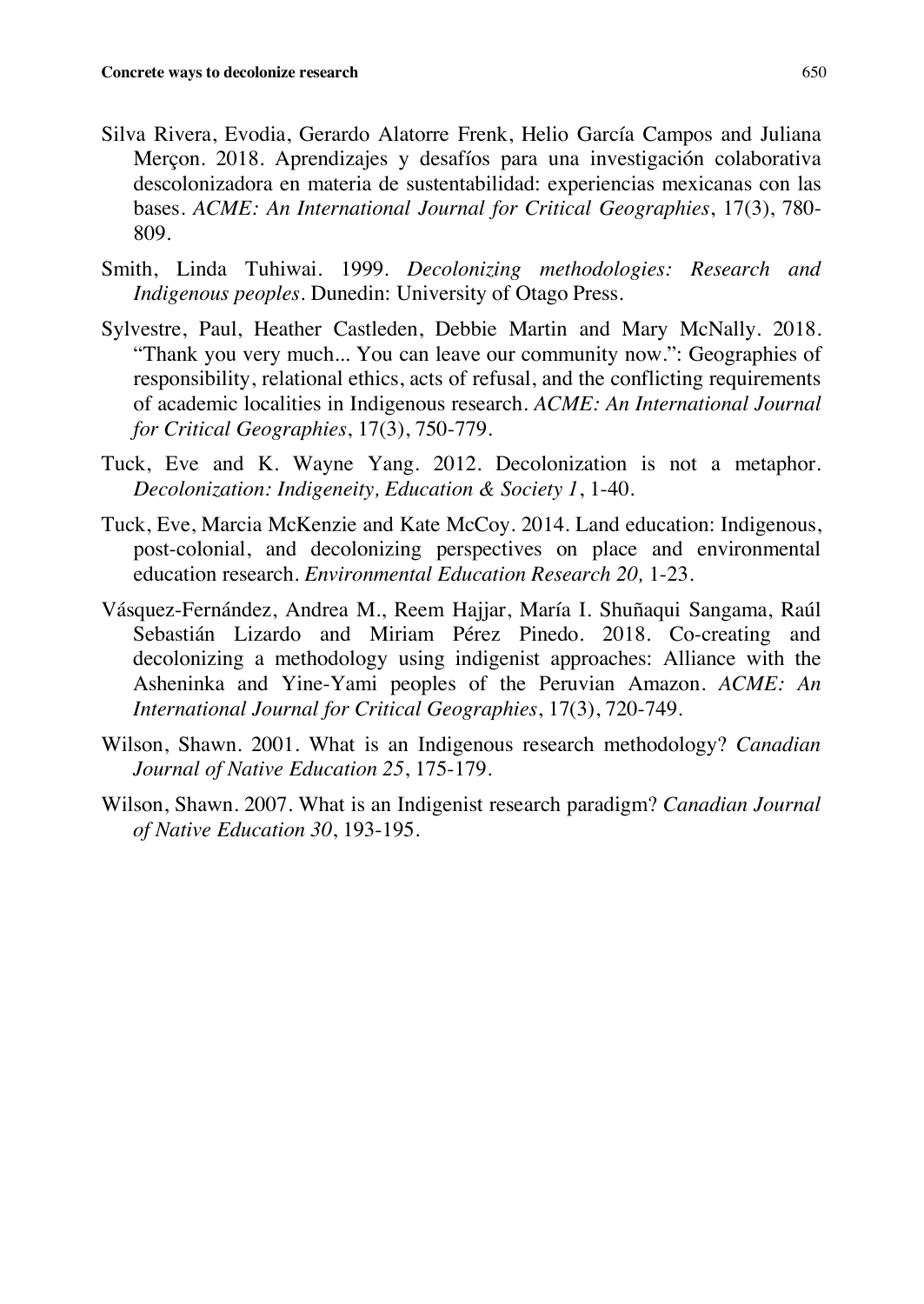Silva Rivera, Evodia, Gerardo Alatorre Frenk, Helio García Campos and Juliana Merçon. 2018. Aprendizajes y desafíos para una investigación colaborativa descolonizadora en materia de sustentabilidad: experiencias mexicanas con las bases. *ACME: An International Journal for Critical Geographies*, 17(3), 780-809.

Smith, Linda Tuhiwai. 1999. *Decolonizing methodologies: Research and Indigenous peoples*. Dunedin: University of Otago Press.

Sylvestre, Paul, Heather Castleden, Debbie Martin and Mary McNally. 2018. "Thank you very much... You can leave our community now.": Geographies of responsibility, relational ethics, acts of refusal, and the conflicting requirements of academic localities in Indigenous research. *ACME: An International Journal for Critical Geographies*, 17(3), 750-779.

Tuck, Eve and K. Wayne Yang. 2012. Decolonization is not a metaphor. *Decolonization: Indigeneity, Education & Society 1*, 1-40.

Tuck, Eve, Marcia McKenzie and Kate McCoy. 2014. Land education: Indigenous, post-colonial, and decolonizing perspectives on place and environmental education research. *Environmental Education Research 20,* 1-23.

Vásquez-Fernández, Andrea M., Reem Hajjar, María I. Shuñaqui Sangama, Raúl Sebastián Lizardo and Miriam Pérez Pinedo. 2018. Co-creating and decolonizing a methodology using indigenist approaches: Alliance with the Asheninka and Yine-Yami peoples of the Peruvian Amazon. *ACME: An International Journal for Critical Geographies*, 17(3), 720-749.

Wilson, Shawn. 2001. What is an Indigenous research methodology? *Canadian Journal of Native Education 25*, 175-179.

Wilson, Shawn. 2007. What is an Indigenist research paradigm? *Canadian Journal of Native Education 30*, 193-195.